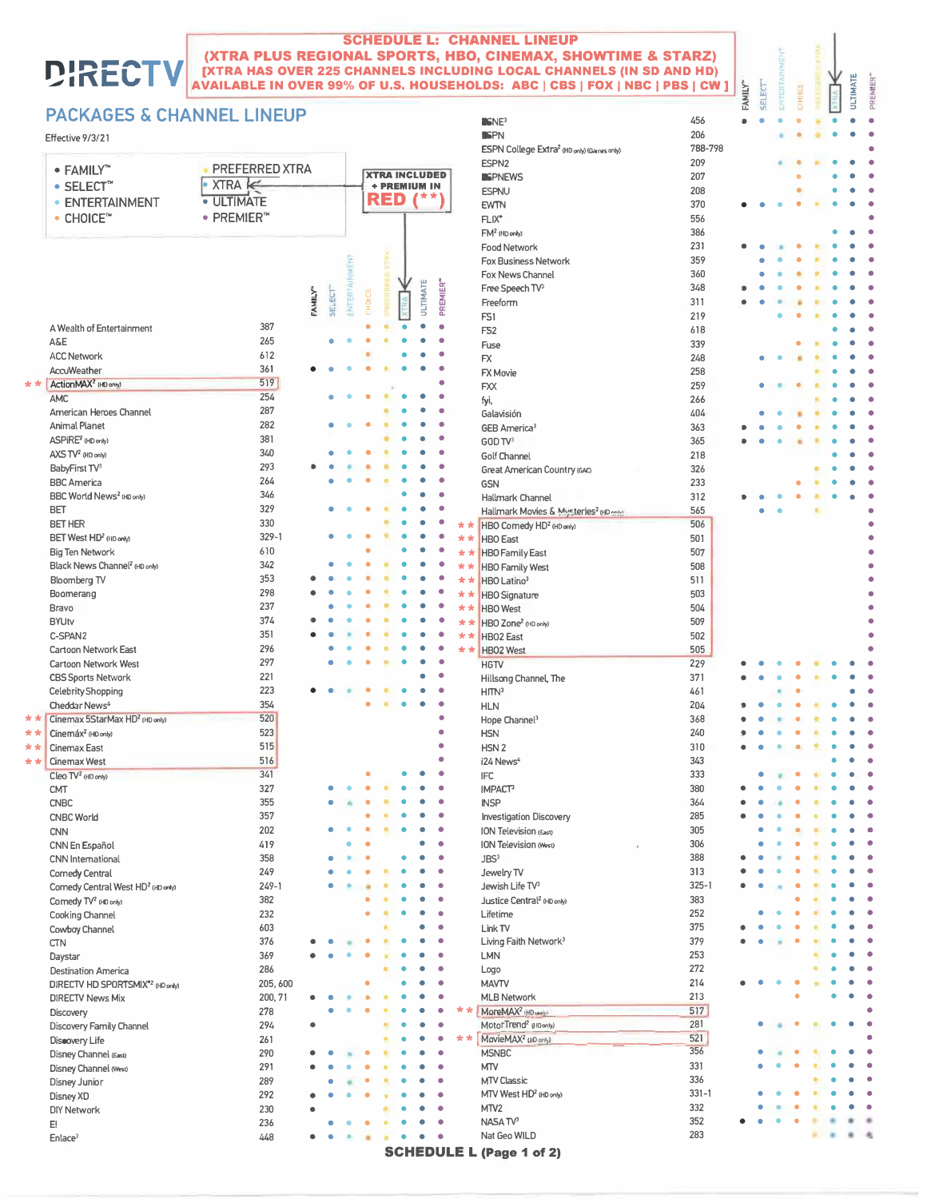# DIRECTV

**SCHEDULE L: CHANNEL LINEUP**
**(XTRA PLUS REGIONAL SPORTS, HBO, CINEMAX, SHOWTIME & STARZ)**
**[XTRA HAS OVER 225 CHANNELS INCLUDING LOCAL CHANNELS (IN SD AND HD)**
**AVAILABLE IN OVER 99% OF U.S. HOUSEHOLDS: ABC | CBS | FOX | NBC | PBS | CW ]**

## PACKAGES & CHANNEL LINEUP

Effective 9/3/21

- FAMILY™
- SELECT™
- ENTERTAINMENT
- CHOICE™
- PREFERRED XTRA
- XTRA
- ULTIMATE
- PREMIER™

**XTRA INCLUDED + PREMIUM IN RED (**)**

| Channel | No. | FAMILY | SELECT | ENTERTAINMENT | CHOICE | PREFERRED XTRA | XTRA | ULTIMATE | PREMIER |
|---|---|---|---|---|---|---|---|---|---|
| A Wealth of Entertainment | 387 | | | | ● | ● | ● | ● | ● |
| A&E | 265 | | ● | ● | ● | ● | ● | ● | ● |
| ACC Network | 612 | | | | ● | | ● | ● | ● |
| AccuWeather | 361 | ● | ● | ● | ● | ● | ● | ● | ● |
| ** ActionMAX² (HD only) | 519 | | | | | | | | ● |
| AMC | 254 | | ● | ● | ● | ● | ● | ● | ● |
| American Heroes Channel | 287 | | | | | ● | ● | ● | ● |
| Animal Planet | 282 | | ● | ● | ● | ● | ● | ● | ● |
| ASPIRE² (HD only) | 381 | | | | | ● | ● | ● | ● |
| AXS TV² (HD only) | 340 | | ● | ● | ● | ● | ● | ● | ● |
| BabyFirst TV³ | 293 | ● | ● | ● | ● | ● | ● | ● | ● |
| BBC America | 264 | | ● | ● | ● | ● | ● | ● | ● |
| BBC World News² (HD only) | 346 | | | | | | ● | ● | ● |
| BET | 329 | | ● | ● | ● | ● | ● | ● | ● |
| BET HER | 330 | | | | | ● | ● | ● | ● |
| BET West HD² (HD only) | 329-1 | | ● | ● | ● | ● | ● | ● | ● |
| Big Ten Network | 610 | | | | ● | | ● | ● | ● |
| Black News Channel² (HD only) | 342 | | ● | ● | ● | ● | ● | ● | ● |
| Bloomberg TV | 353 | ● | ● | ● | ● | ● | ● | ● | ● |
| Boomerang | 298 | ● | ● | ● | ● | ● | ● | ● | ● |
| Bravo | 237 | | ● | ● | ● | ● | ● | ● | ● |
| BYUtv | 374 | ● | ● | ● | ● | ● | ● | ● | ● |
| C-SPAN2 | 351 | ● | ● | ● | ● | ● | ● | ● | ● |
| Cartoon Network East | 296 | | ● | ● | ● | ● | ● | ● | ● |
| Cartoon Network West | 297 | | ● | ● | ● | ● | ● | ● | ● |
| CBS Sports Network | 221 | | | | | | | ● | ● |
| Celebrity Shopping | 223 | ● | ● | ● | ● | ● | ● | ● | ● |
| Cheddar News⁴ | 354 | | | | ● | ● | ● | ● | ● |
| ** Cinemax 5StarMax HD² (HD only) | 520 | | | | | | | | ● |
| ** Cinemáx² (HD only) | 523 | | | | | | | | ● |
| ** Cinemax East | 515 | | | | | | | | ● |
| ** Cinemax West | 516 | | | | | | | | ● |
| Cleo TV² (HD only) | 341 | | | | ● | | ● | ● | ● |
| CMT | 327 | | ● | ● | ● | ● | ● | ● | ● |
| CNBC | 355 | | ● | ● | ● | ● | ● | ● | ● |
| CNBC World | 357 | | | | ● | ● | ● | ● | ● |
| CNN | 202 | | ● | ● | ● | ● | ● | ● | ● |
| CNN En Español | 419 | | | ● | ● | | | ● | ● |
| CNN International | 358 | | ● | ● | ● | | ● | ● | ● |
| Comedy Central | 249 | | ● | ● | ● | ● | ● | ● | ● |
| Comedy Central West HD² (HD only) | 249-1 | | ● | ● | ● | ● | ● | ● | ● |
| Comedy TV² (HD only) | 382 | | | | ● | ● | ● | ● | ● |
| Cooking Channel | 232 | | | | ● | ● | ● | ● | ● |
| Cowboy Channel | 603 | | | | | ● | ● | ● | ● |
| CTN | 376 | ● | ● | ● | ● | ● | ● | ● | ● |
| Daystar | 369 | ● | ● | ● | ● | ● | ● | ● | ● |
| Destination America | 286 | | | | | ● | ● | ● | ● |
| DIRECTV HD SPORTSMIX*² (HD only) | 205, 600 | | | | ● | | ● | ● | ● |
| DIRECTV News Mix | 200, 71 | ● | ● | ● | ● | ● | ● | ● | ● |
| Discovery | 278 | | ● | ● | ● | ● | ● | ● | ● |
| Discovery Family Channel | 294 | ● | | | | ● | ● | ● | ● |
| Discovery Life | 261 | | | | | ● | ● | ● | ● |
| Disney Channel (East) | 290 | ● | ● | ● | ● | ● | ● | ● | ● |
| Disney Channel (West) | 291 | ● | ● | ● | ● | ● | ● | ● | ● |
| Disney Junior | 289 | ● | ● | ● | ● | ● | ● | ● | ● |
| Disney XD | 292 | ● | ● | ● | ● | ● | ● | ● | ● |
| DIY Network | 230 | ● | | | | ● | ● | ● | ● |
| E! | 236 | | ● | ● | ● | ● | ● | ● | ● |
| Enlace³ | 448 | ● | ● | ● | ● | ● | ● | ● | ● |
| ESNE³ | 456 | ● | ● | ● | ● | ● | ● | ● | ● |
| ESPN | 206 | | | ● | ● | ● | ● | ● | ● |
| ESPN College Extra² (HD only) (Games only) | 788-798 | | | | | | | | ● |
| ESPN2 | 209 | | | ● | ● | ● | ● | ● | ● |
| ESPNEWS | 207 | | | | ● | | ● | ● | ● |
| ESPNU | 208 | | | | ● | | ● | ● | ● |
| EWTN | 370 | ● | ● | ● | ● | ● | ● | ● | ● |
| FLIX* | 556 | | | | | | | | ● |
| FM² (HD only) | 386 | | | | | | ● | ● | ● |
| Food Network | 231 | ● | ● | ● | ● | ● | ● | ● | ● |
| Fox Business Network | 359 | | ● | ● | ● | ● | ● | ● | ● |
| Fox News Channel | 360 | | ● | ● | ● | ● | ● | ● | ● |
| Free Speech TV³ | 348 | ● | ● | ● | ● | ● | ● | ● | ● |
| Freeform | 311 | ● | ● | ● | ● | ● | ● | ● | ● |
| FS1 | 219 | | | ● | ● | ● | ● | ● | ● |
| FS2 | 618 | | | | | | ● | ● | ● |
| Fuse | 339 | | | | ● | ● | ● | ● | ● |
| FX | 248 | | ● | ● | ● | ● | ● | ● | ● |
| FX Movie | 258 | | | | | ● | ● | ● | ● |
| FXX | 259 | | ● | ● | ● | ● | ● | ● | ● |
| fyi, | 266 | | | | | ● | ● | ● | ● |
| Galavisión | 404 | | ● | ● | ● | ● | ● | ● | ● |
| GEB America³ | 363 | ● | ● | ● | ● | ● | ● | ● | ● |
| GOD TV³ | 365 | ● | ● | ● | ● | ● | ● | ● | ● |
| Golf Channel | 218 | | | | | | ● | ● | ● |
| Great American Country (GAC) | 326 | | | | | ● | ● | ● | ● |
| GSN | 233 | | | | ● | ● | ● | ● | ● |
| Hallmark Channel | 312 | ● | ● | ● | ● | ● | ● | ● | ● |
| Hallmark Movies & Mysteries² (HD only) | 565 | | ● | ● | | ● | | | |
| ** HBO Comedy HD² (HD only) | 506 | | | | | | | | ● |
| ** HBO East | 501 | | | | | | | | ● |
| ** HBO Family East | 507 | | | | | | | | ● |
| ** HBO Family West | 508 | | | | | | | | ● |
| ** HBO Latino³ | 511 | | | | | | | | ● |
| ** HBO Signature | 503 | | | | | | | | ● |
| ** HBO West | 504 | | | | | | | | ● |
| ** HBO Zone² (HD only) | 509 | | | | | | | | ● |
| ** HBO2 East | 502 | | | | | | | | ● |
| ** HBO2 West | 505 | | | | | | | | ● |
| HGTV | 229 | ● | ● | ● | ● | ● | ● | ● | ● |
| Hillsong Channel, The | 371 | ● | ● | ● | ● | ● | ● | ● | ● |
| HITN³ | 461 | | | ● | ● | | | ● | ● |
| HLN | 204 | ● | ● | ● | ● | ● | ● | ● | ● |
| Hope Channel³ | 368 | ● | ● | ● | ● | ● | ● | ● | ● |
| HSN | 240 | ● | ● | ● | ● | ● | ● | ● | ● |
| HSN 2 | 310 | ● | ● | ● | ● | ● | ● | ● | ● |
| i24 News⁴ | 343 | | | | | | ● | ● | ● |
| IFC | 333 | | ● | ● | ● | ● | ● | ● | ● |
| IMPACT³ | 380 | ● | ● | ● | ● | ● | ● | ● | ● |
| INSP | 364 | ● | ● | ● | ● | ● | ● | ● | ● |
| Investigation Discovery | 285 | ● | ● | ● | ● | ● | ● | ● | ● |
| ION Television (East) | 305 | | ● | ● | ● | ● | ● | ● | ● |
| ION Television (West) | 306 | | ● | ● | ● | ● | ● | ● | ● |
| JBS³ | 388 | ● | ● | ● | ● | ● | ● | ● | ● |
| Jewelry TV | 313 | ● | ● | ● | ● | ● | ● | ● | ● |
| Jewish Life TV³ | 325-1 | ● | ● | ● | ● | ● | ● | ● | ● |
| Justice Central² (HD only) | 383 | | | | ● | ● | ● | ● | ● |
| Lifetime | 252 | | ● | ● | ● | ● | ● | ● | ● |
| Link TV | 375 | ● | ● | ● | ● | ● | ● | ● | ● |
| Living Faith Network³ | 379 | ● | ● | ● | ● | ● | ● | ● | ● |
| LMN | 253 | | | | | ● | ● | ● | ● |
| Logo | 272 | | | | | ● | ● | ● | ● |
| MAVTV | 214 | ● | ● | ● | ● | | ● | ● | ● |
| MLB Network | 213 | | | | ● | | ● | ● | ● |
| ** MoreMAX² (HD only) | 517 | | | | | | | | ● |
| MotorTrend² (HD only) | 281 | | ● | ● | ● | ● | ● | ● | ● |
| ** MovieMAX² (HD only) | 521 | | | | | | | | ● |
| MSNBC | 356 | | ● | ● | ● | ● | ● | ● | ● |
| MTV | 331 | | ● | ● | ● | ● | ● | ● | ● |
| MTV Classic | 336 | | | | | ● | ● | ● | ● |
| MTV West HD² (HD only) | 331-1 | | ● | ● | ● | ● | ● | ● | ● |
| MTV2 | 332 | | ● | ● | ● | ● | ● | ● | ● |
| NASA TV³ | 352 | ● | ● | ● | ● | ● | ● | ● | ● |
| Nat Geo WILD | 283 | | | | | ● | ● | ● | ● |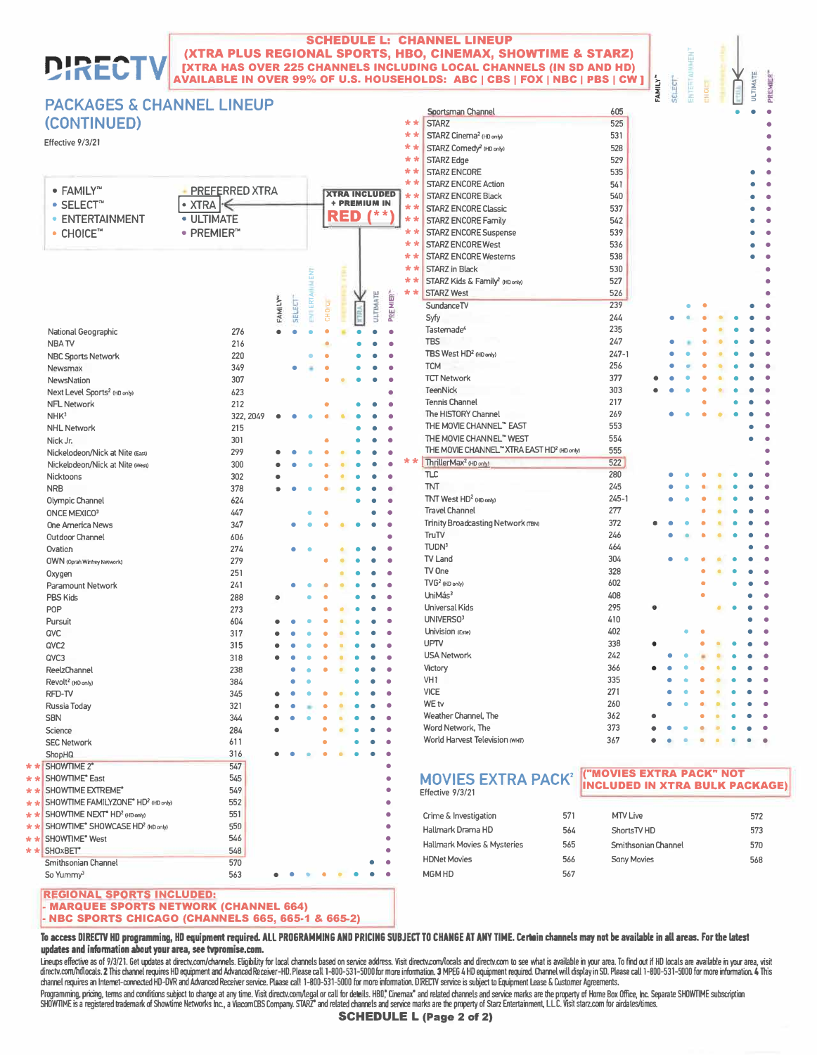# SCHEDULE L: CHANNEL LINEUP

**(XTRA PLUS REGIONAL SPORTS, HBO, CINEMAX, SHOWTIME & STARZ)**

**[XTRA HAS OVER 225 CHANNELS INCLUDING LOCAL CHANNELS (IN SD AND HD) AVAILABLE IN OVER 99% OF U.S. HOUSEHOLDS: ABC | CBS | FOX | NBC | PBS | CW ]**

DIRECTV

## PACKAGES & CHANNEL LINEUP (CONTINUED)

Effective 9/3/21

- FAMILY™
- SELECT™
- ENTERTAINMENT
- CHOICE™
- PREFERRED XTRA
- XTRA
- ULTIMATE
- PREMIER™

**XTRA INCLUDED + PREMIUM IN RED (\*\*)**

| Channel | No. | FAMILY™ | SELECT™ | ENTERTAINMENT | CHOICE™ | PREFERRED XTRA | XTRA | ULTIMATE | PREMIER™ |
|---|---|---|---|---|---|---|---|---|---|
| National Geographic | 276 | ● | ● | ● | ● | ● | ● | ● | ● |
| NBA TV | 216 | | | | ● | | ● | ● | ● |
| NBC Sports Network | 220 | | | | ● | | ● | ● | ● |
| Newsmax | 349 | | ● | ● | ● | | ● | ● | ● |
| NewsNation | 307 | | | | ● | ● | ● | ● | ● |
| Next Level Sports² (HD only) | 623 | | | | | | | | ● |
| NFL Network | 212 | | | | ● | | ● | ● | ● |
| NHK³ | 322, 2049 | ● | ● | ● | ● | ● | ● | ● | ● |
| NHL Network | 215 | | | | | | ● | ● | ● |
| Nick Jr. | 301 | | | | ● | | ● | ● | ● |
| Nickelodeon/Nick at Nite (East) | 299 | ● | ● | ● | ● | ● | ● | ● | ● |
| Nickelodeon/Nick at Nite (West) | 300 | ● | ● | ● | ● | ● | ● | ● | ● |
| Nicktoons | 302 | ● | | | ● | ● | ● | ● | ● |
| NRB | 378 | ● | ● | ● | ● | ● | ● | ● | ● |
| Olympic Channel | 624 | | | | | | ● | ● | ● |
| ONCE MEXICO³ | 447 | | | ● | ● | | | ● | ● |
| One America News | 347 | | ● | ● | ● | ● | ● | ● | ● |
| Outdoor Channel | 606 | | | | | | | | ● |
| Ovation | 274 | | ● | ● | | ● | ● | ● | ● |
| OWN (Oprah Winfrey Network) | 279 | | | | ● | ● | ● | ● | ● |
| Oxygen | 251 | | | | | ● | ● | ● | ● |
| Paramount Network | 241 | | ● | ● | ● | ● | ● | ● | ● |
| PBS Kids | 288 | ● | | ● | ● | | ● | ● | ● |
| POP | 273 | | | | ● | ● | ● | ● | ● |
| Pursuit | 604 | ● | ● | ● | ● | ● | ● | ● | ● |
| QVC | 317 | ● | ● | ● | ● | ● | ● | ● | ● |
| QVC2 | 315 | ● | ● | ● | ● | ● | ● | ● | ● |
| QVC3 | 318 | ● | ● | ● | ● | ● | ● | ● | ● |
| ReelzChannel | 238 | | ● | ● | ● | ● | ● | ● | ● |
| Revolt² (HD only) | 384 | | ● | ● | | | ● | ● | ● |
| RFD-TV | 345 | ● | ● | ● | ● | ● | ● | ● | ● |
| Russia Today | 321 | ● | ● | ● | ● | ● | ● | ● | ● |
| SBN | 344 | ● | ● | ● | ● | ● | ● | ● | ● |
| Science | 284 | ● | | | ● | ● | ● | ● | ● |
| SEC Network | 611 | | | | ● | | ● | ● | ● |
| ShopHQ | 316 | ● | ● | ● | ● | ● | ● | ● | ● |
| ** SHOWTIME 2® | 547 | | | | | | | | ● |
| ** SHOWTIME® East | 545 | | | | | | | | ● |
| ** SHOWTIME EXTREME® | 549 | | | | | | | | ● |
| ** SHOWTIME FAMILYZONE® HD² (HD only) | 552 | | | | | | | | ● |
| ** SHOWTIME NEXT® HD² (HD only) | 551 | | | | | | | | ● |
| ** SHOWTIME® SHOWCASE HD² (HD only) | 550 | | | | | | | | ● |
| ** SHOWTIME® West | 546 | | | | | | | | ● |
| ** SHOxBET® | 548 | | | | | | | | ● |
| Smithsonian Channel | 570 | | | | | | | ● | ● |
| So Yummy³ | 563 | ● | ● | ● | ● | ● | ● | ● | ● |

| Channel | No. | FAMILY™ | SELECT™ | ENTERTAINMENT | CHOICE™ | PREFERRED XTRA | XTRA | ULTIMATE | PREMIER™ |
|---|---|---|---|---|---|---|---|---|---|
| Sportsman Channel | 605 | | | | | | ● | ● | ● |
| ** STARZ | 525 | | | | | | | | ● |
| ** STARZ Cinema² (HD only) | 531 | | | | | | | | ● |
| ** STARZ Comedy² (HD only) | 528 | | | | | | | | ● |
| ** STARZ Edge | 529 | | | | | | | | ● |
| ** STARZ ENCORE | 535 | | | | | | | ● | ● |
| ** STARZ ENCORE Action | 541 | | | | | | | ● | ● |
| ** STARZ ENCORE Black | 540 | | | | | | | ● | ● |
| ** STARZ ENCORE Classic | 537 | | | | | | | ● | ● |
| ** STARZ ENCORE Family | 542 | | | | | | | ● | ● |
| ** STARZ ENCORE Suspense | 539 | | | | | | | ● | ● |
| ** STARZ ENCORE West | 536 | | | | | | | ● | ● |
| ** STARZ ENCORE Westerns | 538 | | | | | | | ● | ● |
| ** STARZ in Black | 530 | | | | | | | | ● |
| ** STARZ Kids & Family² (HD only) | 527 | | | | | | | | ● |
| ** STARZ West | 526 | | | | | | | | ● |
| SundanceTV | 239 | | | ● | ● | | | ● | ● |
| Syfy | 244 | | ● | ● | ● | ● | ● | ● | ● |
| Tastemade⁴ | 235 | | | | ● | ● | ● | ● | ● |
| TBS | 247 | | ● | ● | ● | ● | ● | ● | ● |
| TBS West HD² (HD only) | 247-1 | | ● | ● | ● | ● | ● | ● | ● |
| TCM | 256 | | ● | ● | ● | ● | ● | ● | ● |
| TCT Network | 377 | ● | ● | ● | ● | ● | ● | ● | ● |
| TeenNick | 303 | ● | ● | ● | ● | ● | ● | ● | ● |
| Tennis Channel | 217 | | | | ● | | ● | ● | ● |
| The HISTORY Channel | 269 | | ● | ● | ● | ● | ● | ● | ● |
| THE MOVIE CHANNEL™ EAST | 553 | | | | | | | ● | ● |
| THE MOVIE CHANNEL™ WEST | 554 | | | | | | | ● | ● |
| THE MOVIE CHANNEL™ XTRA EAST HD² (HD only) | 555 | | | | | | | | ● |
| ** ThrillerMax² (HD only) | 522 | | | | | | | | ● |
| TLC | 280 | | ● | ● | ● | ● | ● | ● | ● |
| TNT | 245 | | ● | ● | ● | ● | ● | ● | ● |
| TNT West HD² (HD only) | 245-1 | | ● | ● | ● | ● | ● | ● | ● |
| Travel Channel | 277 | | | | ● | ● | ● | ● | ● |
| Trinity Broadcasting Network (TBN) | 372 | ● | ● | ● | ● | ● | ● | ● | ● |
| TruTV | 246 | | ● | ● | ● | ● | ● | ● | ● |
| TUDN³ | 464 | | | | | | | ● | ● |
| TV Land | 304 | | ● | ● | ● | ● | ● | ● | ● |
| TV One | 328 | | | | ● | ● | ● | ● | ● |
| TVG² (HD only) | 602 | | | | ● | | ● | ● | ● |
| UniMás³ | 408 | | | | ● | | | ● | ● |
| Universal Kids | 295 | ● | | | | ● | ● | ● | ● |
| UNIVERSO³ | 410 | | | | | | | ● | ● |
| Univision (East) | 402 | | | ● | ● | | | ● | ● |
| UPTV | 338 | ● | | | ● | ● | ● | ● | ● |
| USA Network | 242 | | ● | ● | ● | ● | ● | ● | ● |
| Victory | 366 | ● | ● | ● | ● | ● | ● | ● | ● |
| VH1 | 335 | | ● | ● | ● | ● | ● | ● | ● |
| VICE | 271 | | ● | ● | ● | ● | ● | ● | ● |
| WE tv | 260 | | ● | ● | ● | ● | ● | ● | ● |
| Weather Channel, The | 362 | ● | | | ● | ● | ● | ● | ● |
| Word Network, The | 373 | ● | ● | ● | ● | ● | ● | ● | ● |
| World Harvest Television (WHT) | 367 | ● | ● | ● | ● | ● | ● | ● | ● |

**REGIONAL SPORTS INCLUDED:**
- **MARQUEE SPORTS NETWORK (CHANNEL 664)**
- **NBC SPORTS CHICAGO (CHANNELS 665, 665-1 & 665-2)**

## MOVIES EXTRA PACK²

Effective 9/3/21

**("MOVIES EXTRA PACK" NOT INCLUDED IN XTRA BULK PACKAGE)**

| Channel | No. | Channel | No. |
|---|---|---|---|
| Crime & Investigation | 571 | MTV Live | 572 |
| Hallmark Drama HD | 564 | ShortsTV HD | 573 |
| Hallmark Movies & Mysteries | 565 | Smithsonian Channel | 570 |
| HDNet Movies | 566 | Sony Movies | 568 |
| MGM HD | 567 | | |

**To access DIRECTV HD programming, HD equipment required. ALL PROGRAMMING AND PRICING SUBJECT TO CHANGE AT ANY TIME. Certain channels may not be available in all areas. For the latest updates and information about your area, see tvpromise.com.**

Lineups effective as of 9/3/21. Get updates at directv.com/channels. Eligibility for local channels based on service address. Visit directv.com/locals and directv.com to see what is available in your area. To find out if HD locals are available in your area, visit directv.com/hdlocals. 2 This channel requires HD equipment and Advanced Receiver-HD. Please call 1-800-531-5000 for more information. 3 MPEG 4 HD equipment required. Channel will display in SD. Please call 1-800-531-5000 for more information. 4 This channel requires an Internet-connected HD-DVR and Advanced Receiver service. Please call 1-800-531-5000 for more information. DIRECTV service is subject to Equipment Lease & Customer Agreements.

Programming, pricing, terms and conditions subject to change at any time. Visit directv.com/legal or call for details. HBO®, Cinemax® and related channels and service marks are the property of Home Box Office, Inc. Separate SHOWTIME subscription. SHOWTIME is a registered trademark of Showtime Networks Inc., a ViacomCBS Company. STARZ® and related channels and service marks are the property of Starz Entertainment, LLC. Visit starz.com for airdates/times.

**SCHEDULE L (Page 2 of 2)**